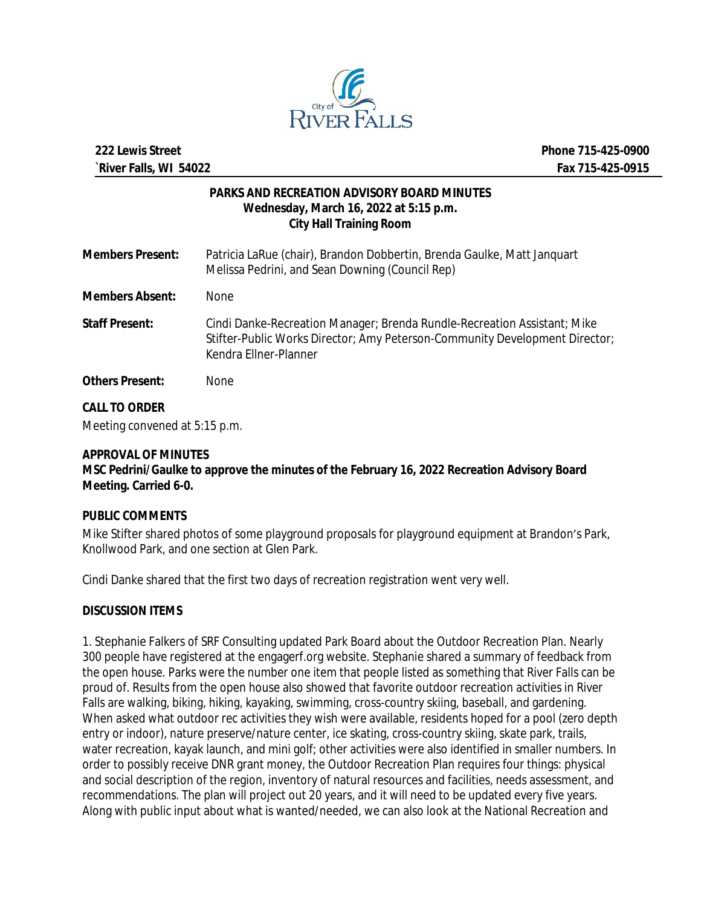City of RIVER FALLS

**222 Lewis Street**
**`River Falls, WI 54022**

**Phone 715-425-0900**
**Fax 715-425-0915**

## PARKS AND RECREATION ADVISORY BOARD MINUTES
**Wednesday, March 16, 2022 at 5:15 p.m.**
**City Hall Training Room**

**Members Present:** Patricia LaRue (chair), Brandon Dobbertin, Brenda Gaulke, Matt Janquart Melissa Pedrini, and Sean Downing (Council Rep)

**Members Absent:** None

**Staff Present:** Cindi Danke-Recreation Manager; Brenda Rundle-Recreation Assistant; Mike Stifter-Public Works Director; Amy Peterson-Community Development Director; Kendra Ellner-Planner

**Others Present:** None

**CALL TO ORDER**

Meeting convened at 5:15 p.m.

**APPROVAL OF MINUTES**

**MSC Pedrini/Gaulke to approve the minutes of the February 16, 2022 Recreation Advisory Board Meeting. Carried 6-0.**

**PUBLIC COMMENTS**

Mike Stifter shared photos of some playground proposals for playground equipment at Brandon's Park, Knollwood Park, and one section at Glen Park.

Cindi Danke shared that the first two days of recreation registration went very well.

**DISCUSSION ITEMS**

1. Stephanie Falkers of SRF Consulting updated Park Board about the Outdoor Recreation Plan. Nearly 300 people have registered at the engagerf.org website. Stephanie shared a summary of feedback from the open house. Parks were the number one item that people listed as something that River Falls can be proud of. Results from the open house also showed that favorite outdoor recreation activities in River Falls are walking, biking, hiking, kayaking, swimming, cross-country skiing, baseball, and gardening. When asked what outdoor rec activities they wish were available, residents hoped for a pool (zero depth entry or indoor), nature preserve/nature center, ice skating, cross-country skiing, skate park, trails, water recreation, kayak launch, and mini golf; other activities were also identified in smaller numbers. In order to possibly receive DNR grant money, the Outdoor Recreation Plan requires four things: physical and social description of the region, inventory of natural resources and facilities, needs assessment, and recommendations. The plan will project out 20 years, and it will need to be updated every five years. Along with public input about what is wanted/needed, we can also look at the National Recreation and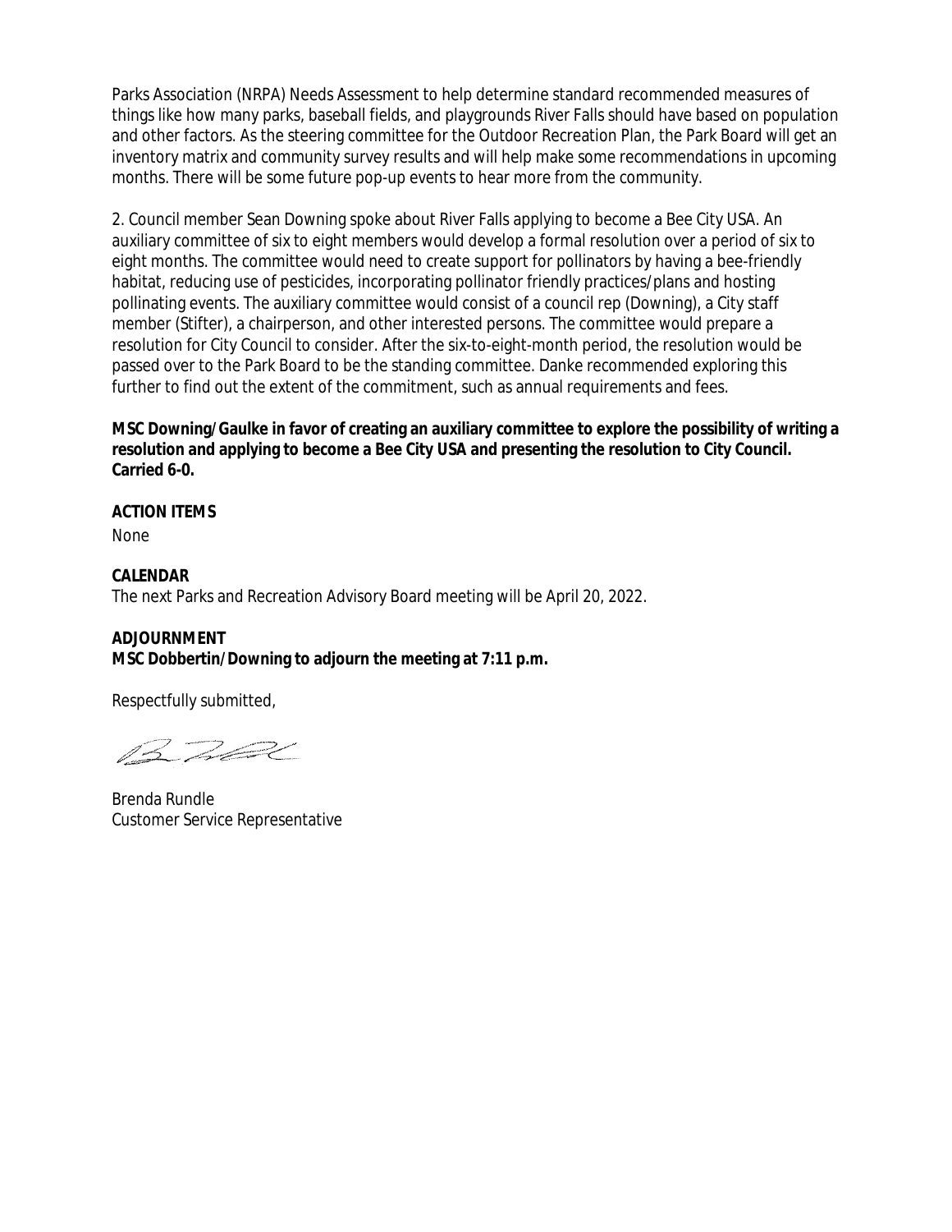Parks Association (NRPA) Needs Assessment to help determine standard recommended measures of things like how many parks, baseball fields, and playgrounds River Falls should have based on population and other factors. As the steering committee for the Outdoor Recreation Plan, the Park Board will get an inventory matrix and community survey results and will help make some recommendations in upcoming months. There will be some future pop-up events to hear more from the community.

2. Council member Sean Downing spoke about River Falls applying to become a Bee City USA. An auxiliary committee of six to eight members would develop a formal resolution over a period of six to eight months. The committee would need to create support for pollinators by having a bee-friendly habitat, reducing use of pesticides, incorporating pollinator friendly practices/plans and hosting pollinating events. The auxiliary committee would consist of a council rep (Downing), a City staff member (Stifter), a chairperson, and other interested persons. The committee would prepare a resolution for City Council to consider. After the six-to-eight-month period, the resolution would be passed over to the Park Board to be the standing committee. Danke recommended exploring this further to find out the extent of the commitment, such as annual requirements and fees.

**MSC Downing/Gaulke in favor of creating an auxiliary committee to explore the possibility of writing a resolution and applying to become a Bee City USA and presenting the resolution to City Council. Carried 6-0.**

**ACTION ITEMS**

None

**CALENDAR**

The next Parks and Recreation Advisory Board meeting will be April 20, 2022.

**ADJOURNMENT**

**MSC Dobbertin/Downing to adjourn the meeting at 7:11 p.m.**

Respectfully submitted,

Brenda Rundle
Customer Service Representative